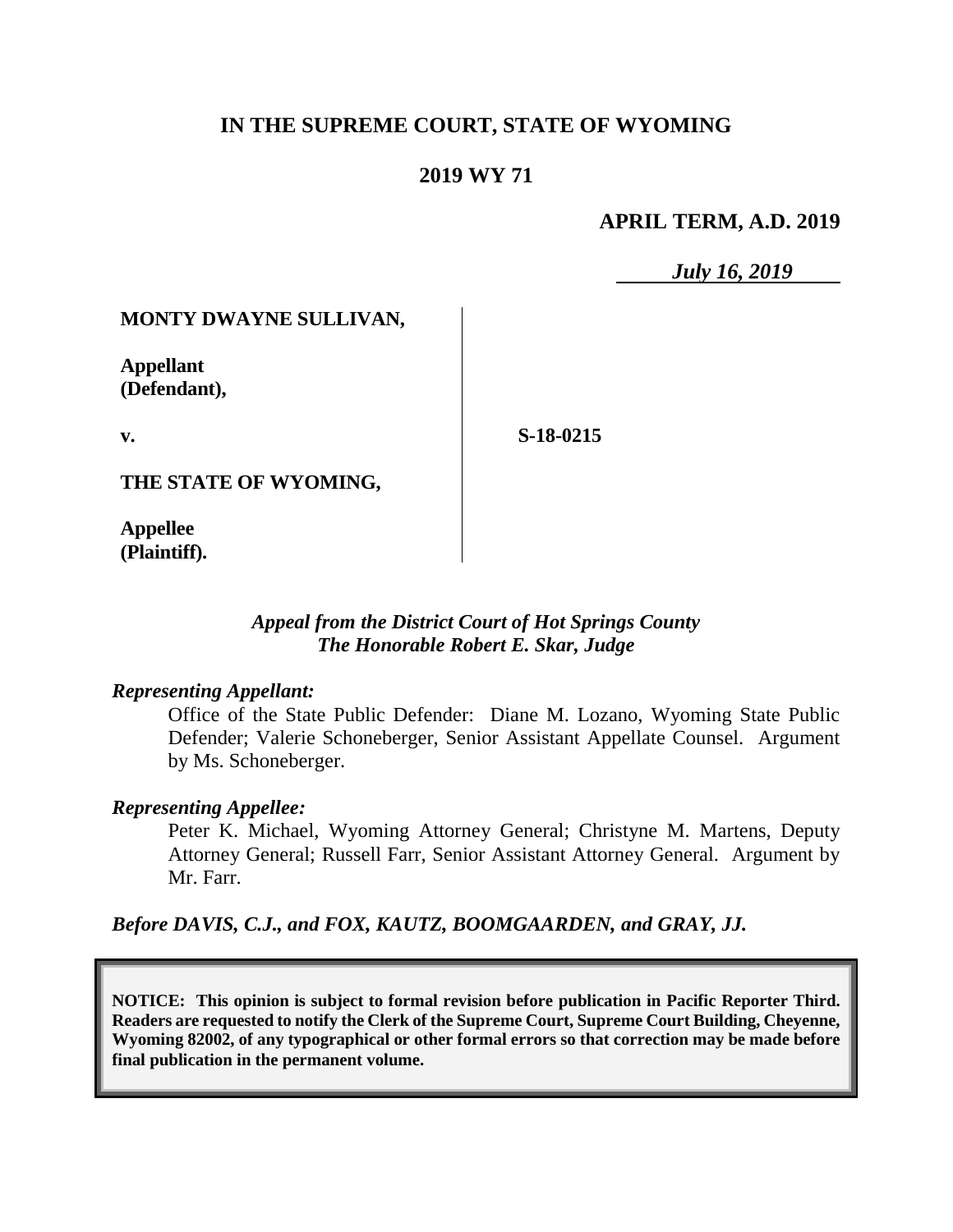# IN THE SUPREME COURT, STATE OF WYOMING

## 2019 WY 71

**APRIL TERM, A.D. 2019**

*July 16, 2019*

**MONTY DWAYNE SULLIVAN,**

**Appellant (Defendant),**

**v.**

**S-18-0215**

**THE STATE OF WYOMING,**

**Appellee (Plaintiff).**

*Appeal from the District Court of Hot Springs County*
*The Honorable Robert E. Skar, Judge*

***Representing Appellant:***

Office of the State Public Defender: Diane M. Lozano, Wyoming State Public Defender; Valerie Schoneberger, Senior Assistant Appellate Counsel. Argument by Ms. Schoneberger.

***Representing Appellee:***

Peter K. Michael, Wyoming Attorney General; Christyne M. Martens, Deputy Attorney General; Russell Farr, Senior Assistant Attorney General. Argument by Mr. Farr.

***Before DAVIS, C.J., and FOX, KAUTZ, BOOMGAARDEN, and GRAY, JJ.***

**NOTICE: This opinion is subject to formal revision before publication in Pacific Reporter Third. Readers are requested to notify the Clerk of the Supreme Court, Supreme Court Building, Cheyenne, Wyoming 82002, of any typographical or other formal errors so that correction may be made before final publication in the permanent volume.**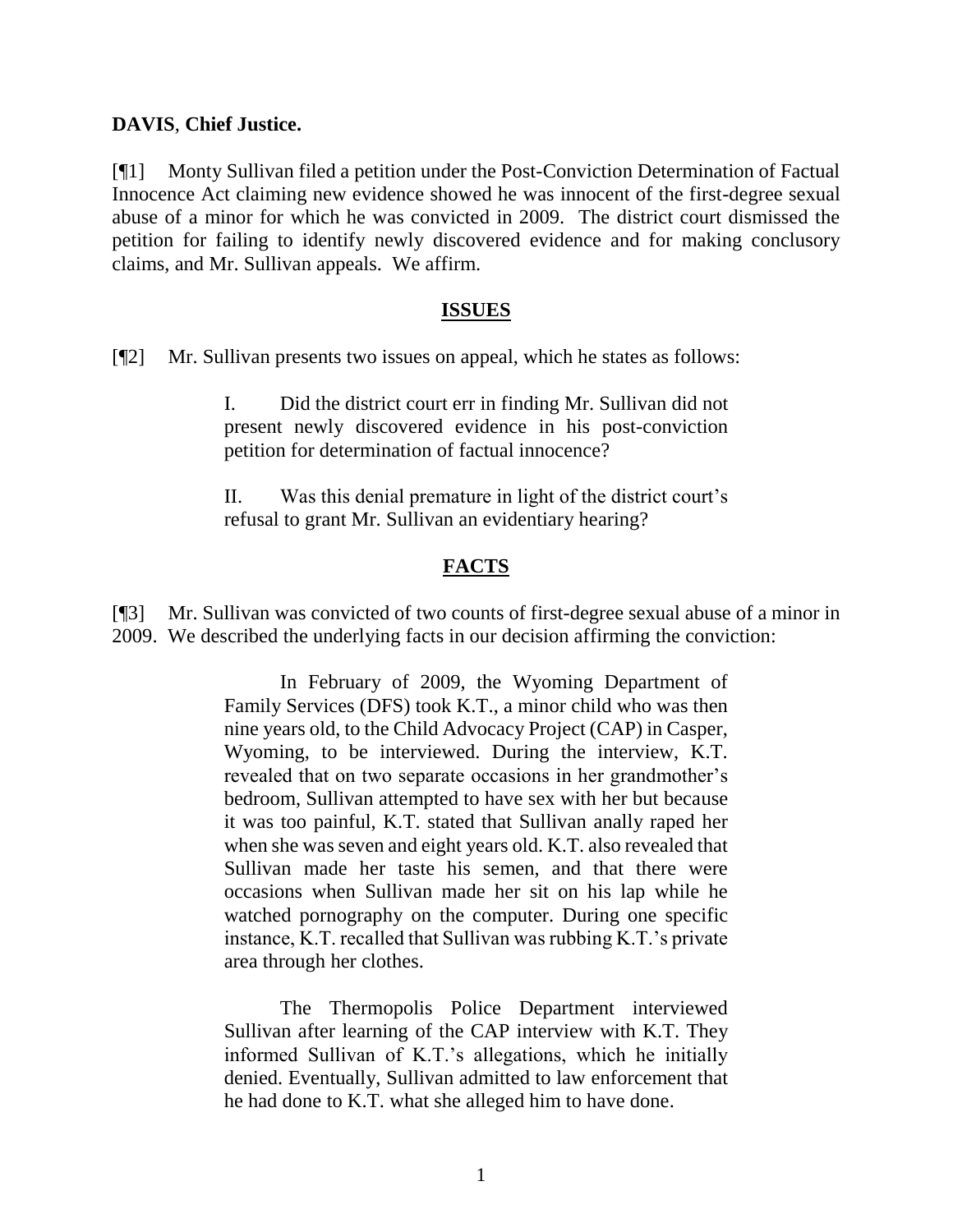**DAVIS**, **Chief Justice.**

[¶1] Monty Sullivan filed a petition under the Post-Conviction Determination of Factual Innocence Act claiming new evidence showed he was innocent of the first-degree sexual abuse of a minor for which he was convicted in 2009. The district court dismissed the petition for failing to identify newly discovered evidence and for making conclusory claims, and Mr. Sullivan appeals. We affirm.

## ISSUES

[¶2] Mr. Sullivan presents two issues on appeal, which he states as follows:

> I. Did the district court err in finding Mr. Sullivan did not present newly discovered evidence in his post-conviction petition for determination of factual innocence?
>
> II. Was this denial premature in light of the district court's refusal to grant Mr. Sullivan an evidentiary hearing?

## FACTS

[¶3] Mr. Sullivan was convicted of two counts of first-degree sexual abuse of a minor in 2009. We described the underlying facts in our decision affirming the conviction:

> In February of 2009, the Wyoming Department of Family Services (DFS) took K.T., a minor child who was then nine years old, to the Child Advocacy Project (CAP) in Casper, Wyoming, to be interviewed. During the interview, K.T. revealed that on two separate occasions in her grandmother's bedroom, Sullivan attempted to have sex with her but because it was too painful, K.T. stated that Sullivan anally raped her when she was seven and eight years old. K.T. also revealed that Sullivan made her taste his semen, and that there were occasions when Sullivan made her sit on his lap while he watched pornography on the computer. During one specific instance, K.T. recalled that Sullivan was rubbing K.T.'s private area through her clothes.
>
> The Thermopolis Police Department interviewed Sullivan after learning of the CAP interview with K.T. They informed Sullivan of K.T.'s allegations, which he initially denied. Eventually, Sullivan admitted to law enforcement that he had done to K.T. what she alleged him to have done.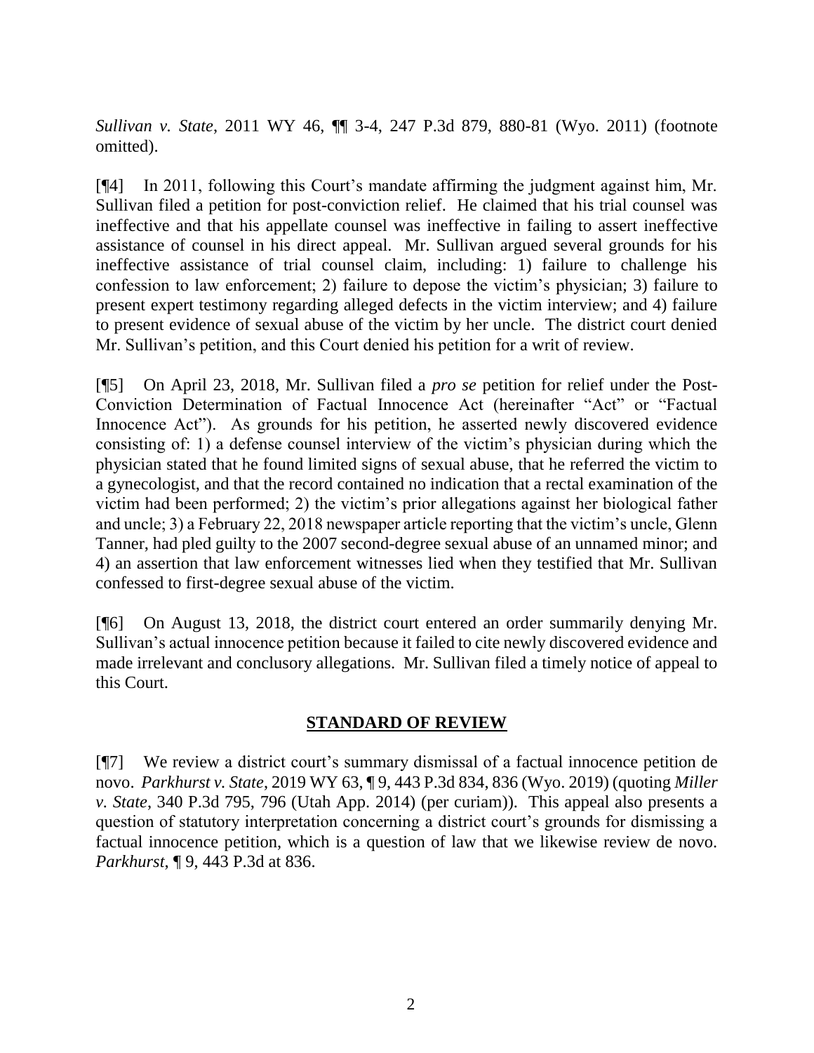*Sullivan v. State*, 2011 WY 46, ¶¶ 3-4, 247 P.3d 879, 880-81 (Wyo. 2011) (footnote omitted).

[¶4] In 2011, following this Court's mandate affirming the judgment against him, Mr. Sullivan filed a petition for post-conviction relief. He claimed that his trial counsel was ineffective and that his appellate counsel was ineffective in failing to assert ineffective assistance of counsel in his direct appeal. Mr. Sullivan argued several grounds for his ineffective assistance of trial counsel claim, including: 1) failure to challenge his confession to law enforcement; 2) failure to depose the victim's physician; 3) failure to present expert testimony regarding alleged defects in the victim interview; and 4) failure to present evidence of sexual abuse of the victim by her uncle. The district court denied Mr. Sullivan's petition, and this Court denied his petition for a writ of review.

[¶5] On April 23, 2018, Mr. Sullivan filed a *pro se* petition for relief under the Post-Conviction Determination of Factual Innocence Act (hereinafter "Act" or "Factual Innocence Act"). As grounds for his petition, he asserted newly discovered evidence consisting of: 1) a defense counsel interview of the victim's physician during which the physician stated that he found limited signs of sexual abuse, that he referred the victim to a gynecologist, and that the record contained no indication that a rectal examination of the victim had been performed; 2) the victim's prior allegations against her biological father and uncle; 3) a February 22, 2018 newspaper article reporting that the victim's uncle, Glenn Tanner, had pled guilty to the 2007 second-degree sexual abuse of an unnamed minor; and 4) an assertion that law enforcement witnesses lied when they testified that Mr. Sullivan confessed to first-degree sexual abuse of the victim.

[¶6] On August 13, 2018, the district court entered an order summarily denying Mr. Sullivan's actual innocence petition because it failed to cite newly discovered evidence and made irrelevant and conclusory allegations. Mr. Sullivan filed a timely notice of appeal to this Court.

## STANDARD OF REVIEW

[¶7] We review a district court's summary dismissal of a factual innocence petition de novo. *Parkhurst v. State*, 2019 WY 63, ¶ 9, 443 P.3d 834, 836 (Wyo. 2019) (quoting *Miller v. State*, 340 P.3d 795, 796 (Utah App. 2014) (per curiam)). This appeal also presents a question of statutory interpretation concerning a district court's grounds for dismissing a factual innocence petition, which is a question of law that we likewise review de novo. *Parkhurst*, ¶ 9, 443 P.3d at 836.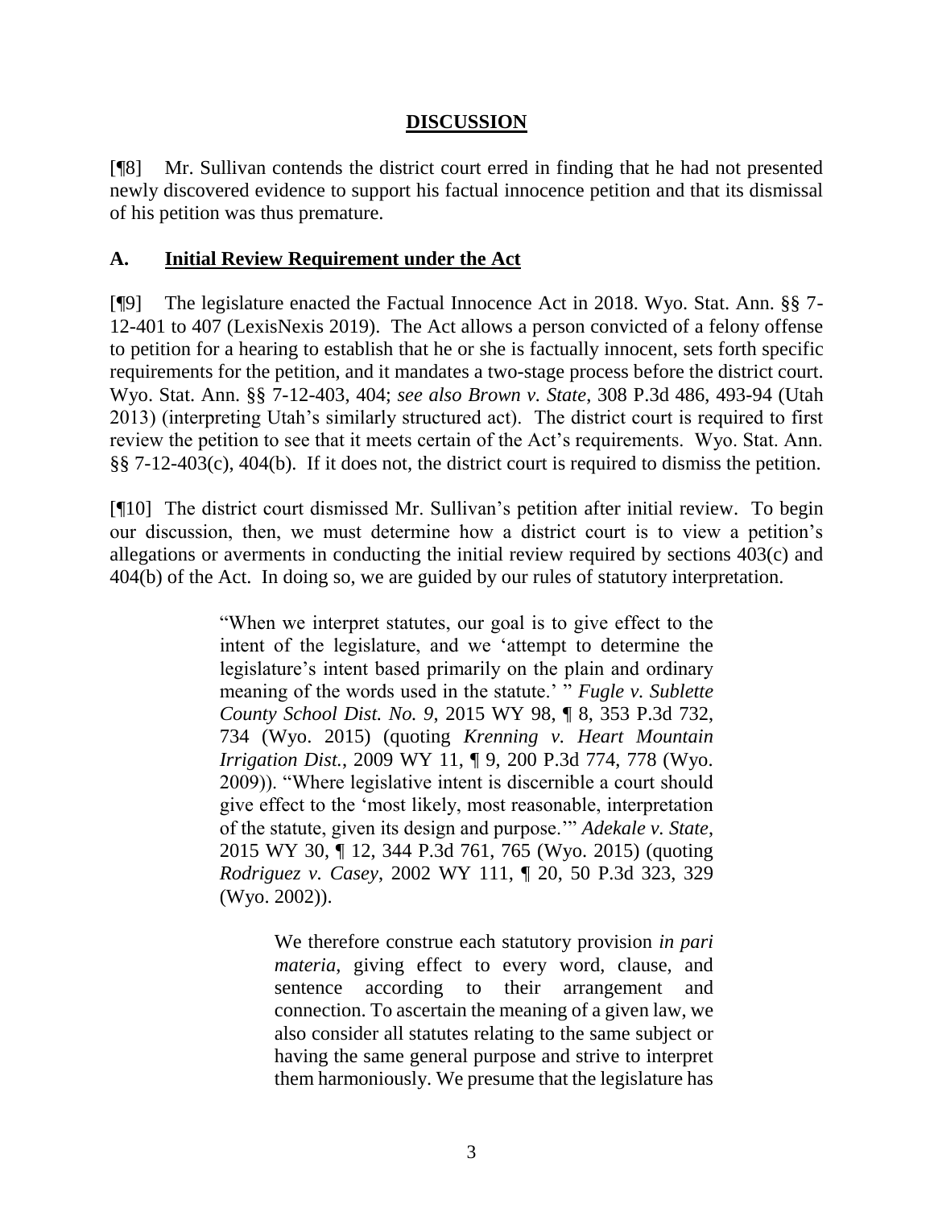## **DISCUSSION**

[¶8] Mr. Sullivan contends the district court erred in finding that he had not presented newly discovered evidence to support his factual innocence petition and that its dismissal of his petition was thus premature.

### A. **Initial Review Requirement under the Act**

[¶9] The legislature enacted the Factual Innocence Act in 2018. Wyo. Stat. Ann. §§ 7-12-401 to 407 (LexisNexis 2019). The Act allows a person convicted of a felony offense to petition for a hearing to establish that he or she is factually innocent, sets forth specific requirements for the petition, and it mandates a two-stage process before the district court. Wyo. Stat. Ann. §§ 7-12-403, 404; *see also Brown v. State*, 308 P.3d 486, 493-94 (Utah 2013) (interpreting Utah's similarly structured act). The district court is required to first review the petition to see that it meets certain of the Act's requirements. Wyo. Stat. Ann. §§ 7-12-403(c), 404(b). If it does not, the district court is required to dismiss the petition.

[¶10] The district court dismissed Mr. Sullivan's petition after initial review. To begin our discussion, then, we must determine how a district court is to view a petition's allegations or averments in conducting the initial review required by sections 403(c) and 404(b) of the Act. In doing so, we are guided by our rules of statutory interpretation.

> "When we interpret statutes, our goal is to give effect to the intent of the legislature, and we 'attempt to determine the legislature's intent based primarily on the plain and ordinary meaning of the words used in the statute.' " *Fugle v. Sublette County School Dist. No. 9*, 2015 WY 98, ¶ 8, 353 P.3d 732, 734 (Wyo. 2015) (quoting *Krenning v. Heart Mountain Irrigation Dist.*, 2009 WY 11, ¶ 9, 200 P.3d 774, 778 (Wyo. 2009)). "Where legislative intent is discernible a court should give effect to the 'most likely, most reasonable, interpretation of the statute, given its design and purpose.'" *Adekale v. State*, 2015 WY 30, ¶ 12, 344 P.3d 761, 765 (Wyo. 2015) (quoting *Rodriguez v. Casey*, 2002 WY 111, ¶ 20, 50 P.3d 323, 329 (Wyo. 2002)).
>
> > We therefore construe each statutory provision *in pari materia*, giving effect to every word, clause, and sentence according to their arrangement and connection. To ascertain the meaning of a given law, we also consider all statutes relating to the same subject or having the same general purpose and strive to interpret them harmoniously. We presume that the legislature has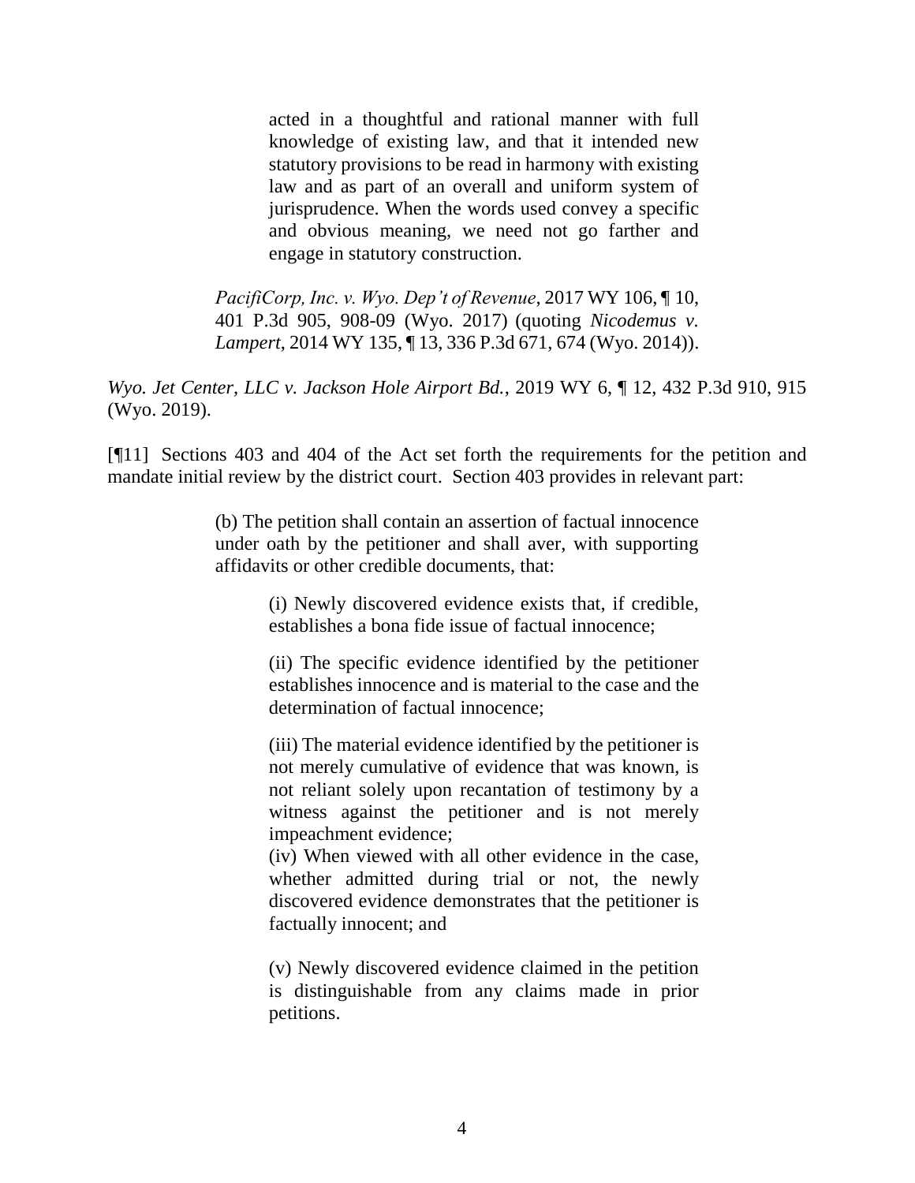> acted in a thoughtful and rational manner with full knowledge of existing law, and that it intended new statutory provisions to be read in harmony with existing law and as part of an overall and uniform system of jurisprudence. When the words used convey a specific and obvious meaning, we need not go farther and engage in statutory construction.
>
> *PacifiCorp, Inc. v. Wyo. Dep't of Revenue*, 2017 WY 106, ¶ 10, 401 P.3d 905, 908-09 (Wyo. 2017) (quoting *Nicodemus v. Lampert*, 2014 WY 135, ¶ 13, 336 P.3d 671, 674 (Wyo. 2014)).

*Wyo. Jet Center, LLC v. Jackson Hole Airport Bd.*, 2019 WY 6, ¶ 12, 432 P.3d 910, 915 (Wyo. 2019).

[¶11] Sections 403 and 404 of the Act set forth the requirements for the petition and mandate initial review by the district court. Section 403 provides in relevant part:

> (b) The petition shall contain an assertion of factual innocence under oath by the petitioner and shall aver, with supporting affidavits or other credible documents, that:
>
> > (i) Newly discovered evidence exists that, if credible, establishes a bona fide issue of factual innocence;
> >
> > (ii) The specific evidence identified by the petitioner establishes innocence and is material to the case and the determination of factual innocence;
> >
> > (iii) The material evidence identified by the petitioner is not merely cumulative of evidence that was known, is not reliant solely upon recantation of testimony by a witness against the petitioner and is not merely impeachment evidence;
> >
> > (iv) When viewed with all other evidence in the case, whether admitted during trial or not, the newly discovered evidence demonstrates that the petitioner is factually innocent; and
> >
> > (v) Newly discovered evidence claimed in the petition is distinguishable from any claims made in prior petitions.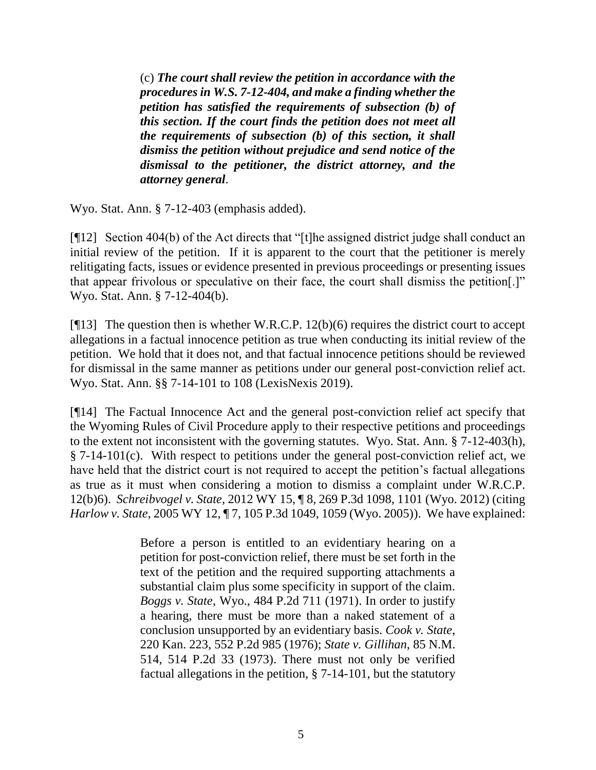> (c) ***The court shall review the petition in accordance with the procedures in W.S. 7-12-404, and make a finding whether the petition has satisfied the requirements of subsection (b) of this section. If the court finds the petition does not meet all the requirements of subsection (b) of this section, it shall dismiss the petition without prejudice and send notice of the dismissal to the petitioner, the district attorney, and the attorney general***.

Wyo. Stat. Ann. § 7-12-403 (emphasis added).

[¶12] Section 404(b) of the Act directs that "[t]he assigned district judge shall conduct an initial review of the petition. If it is apparent to the court that the petitioner is merely relitigating facts, issues or evidence presented in previous proceedings or presenting issues that appear frivolous or speculative on their face, the court shall dismiss the petition[.]" Wyo. Stat. Ann. § 7-12-404(b).

[¶13] The question then is whether W.R.C.P. 12(b)(6) requires the district court to accept allegations in a factual innocence petition as true when conducting its initial review of the petition. We hold that it does not, and that factual innocence petitions should be reviewed for dismissal in the same manner as petitions under our general post-conviction relief act. Wyo. Stat. Ann. §§ 7-14-101 to 108 (LexisNexis 2019).

[¶14] The Factual Innocence Act and the general post-conviction relief act specify that the Wyoming Rules of Civil Procedure apply to their respective petitions and proceedings to the extent not inconsistent with the governing statutes. Wyo. Stat. Ann. § 7-12-403(h), § 7-14-101(c). With respect to petitions under the general post-conviction relief act, we have held that the district court is not required to accept the petition's factual allegations as true as it must when considering a motion to dismiss a complaint under W.R.C.P. 12(b)6). *Schreibvogel v. State*, 2012 WY 15, ¶ 8, 269 P.3d 1098, 1101 (Wyo. 2012) (citing *Harlow v. State*, 2005 WY 12, ¶ 7, 105 P.3d 1049, 1059 (Wyo. 2005)). We have explained:

> Before a person is entitled to an evidentiary hearing on a petition for post-conviction relief, there must be set forth in the text of the petition and the required supporting attachments a substantial claim plus some specificity in support of the claim. *Boggs v. State*, Wyo., 484 P.2d 711 (1971). In order to justify a hearing, there must be more than a naked statement of a conclusion unsupported by an evidentiary basis. *Cook v. State*, 220 Kan. 223, 552 P.2d 985 (1976); *State v. Gillihan*, 85 N.M. 514, 514 P.2d 33 (1973). There must not only be verified factual allegations in the petition, § 7-14-101, but the statutory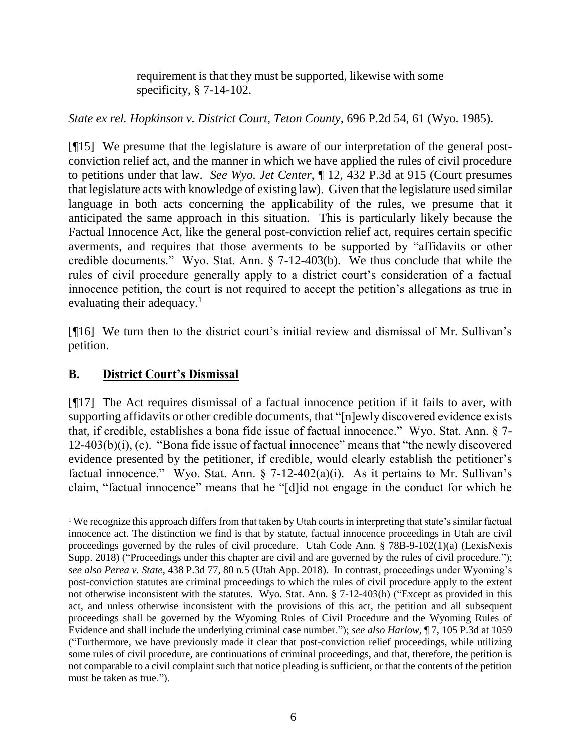> requirement is that they must be supported, likewise with some specificity, § 7-14-102.

*State ex rel. Hopkinson v. District Court, Teton County*, 696 P.2d 54, 61 (Wyo. 1985).

[¶15] We presume that the legislature is aware of our interpretation of the general post-conviction relief act, and the manner in which we have applied the rules of civil procedure to petitions under that law. *See Wyo. Jet Center*, ¶ 12, 432 P.3d at 915 (Court presumes that legislature acts with knowledge of existing law). Given that the legislature used similar language in both acts concerning the applicability of the rules, we presume that it anticipated the same approach in this situation. This is particularly likely because the Factual Innocence Act, like the general post-conviction relief act, requires certain specific averments, and requires that those averments to be supported by "affidavits or other credible documents." Wyo. Stat. Ann. § 7-12-403(b). We thus conclude that while the rules of civil procedure generally apply to a district court's consideration of a factual innocence petition, the court is not required to accept the petition's allegations as true in evaluating their adequacy.[1]

[¶16] We turn then to the district court's initial review and dismissal of Mr. Sullivan's petition.

## B. District Court's Dismissal

[¶17] The Act requires dismissal of a factual innocence petition if it fails to aver, with supporting affidavits or other credible documents, that "[n]ewly discovered evidence exists that, if credible, establishes a bona fide issue of factual innocence." Wyo. Stat. Ann. § 7-12-403(b)(i), (c). "Bona fide issue of factual innocence" means that "the newly discovered evidence presented by the petitioner, if credible, would clearly establish the petitioner's factual innocence." Wyo. Stat. Ann. § 7-12-402(a)(i). As it pertains to Mr. Sullivan's claim, "factual innocence" means that he "[d]id not engage in the conduct for which he

---

[1] We recognize this approach differs from that taken by Utah courts in interpreting that state's similar factual innocence act. The distinction we find is that by statute, factual innocence proceedings in Utah are civil proceedings governed by the rules of civil procedure. Utah Code Ann. § 78B-9-102(1)(a) (LexisNexis Supp. 2018) ("Proceedings under this chapter are civil and are governed by the rules of civil procedure."); *see also Perea v. State*, 438 P.3d 77, 80 n.5 (Utah App. 2018). In contrast, proceedings under Wyoming's post-conviction statutes are criminal proceedings to which the rules of civil procedure apply to the extent not otherwise inconsistent with the statutes. Wyo. Stat. Ann. § 7-12-403(h) ("Except as provided in this act, and unless otherwise inconsistent with the provisions of this act, the petition and all subsequent proceedings shall be governed by the Wyoming Rules of Civil Procedure and the Wyoming Rules of Evidence and shall include the underlying criminal case number."); *see also Harlow*, ¶ 7, 105 P.3d at 1059 ("Furthermore, we have previously made it clear that post-conviction relief proceedings, while utilizing some rules of civil procedure, are continuations of criminal proceedings, and that, therefore, the petition is not comparable to a civil complaint such that notice pleading is sufficient, or that the contents of the petition must be taken as true.").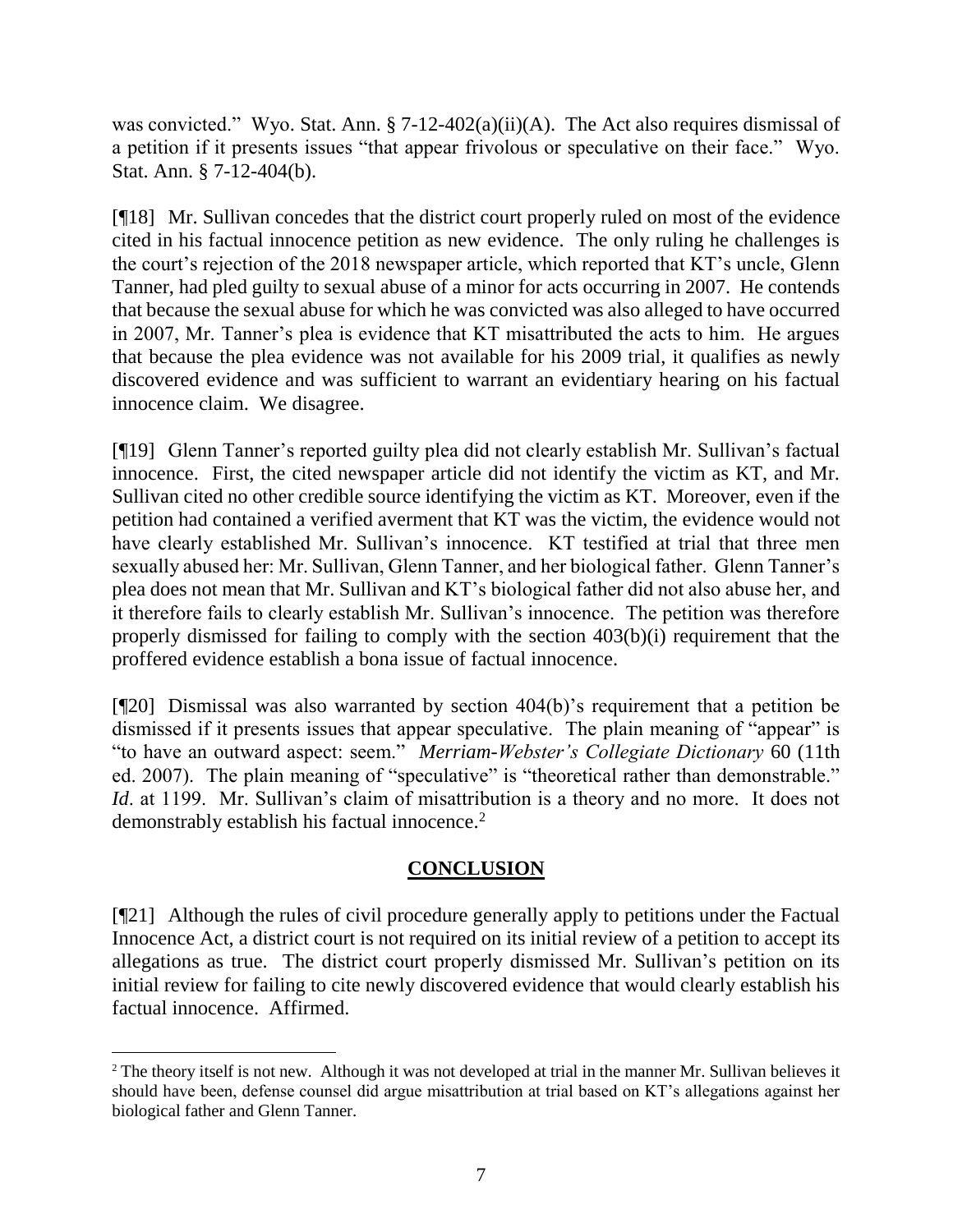was convicted." Wyo. Stat. Ann. § 7-12-402(a)(ii)(A). The Act also requires dismissal of a petition if it presents issues "that appear frivolous or speculative on their face." Wyo. Stat. Ann. § 7-12-404(b).

[¶18] Mr. Sullivan concedes that the district court properly ruled on most of the evidence cited in his factual innocence petition as new evidence. The only ruling he challenges is the court's rejection of the 2018 newspaper article, which reported that KT's uncle, Glenn Tanner, had pled guilty to sexual abuse of a minor for acts occurring in 2007. He contends that because the sexual abuse for which he was convicted was also alleged to have occurred in 2007, Mr. Tanner's plea is evidence that KT misattributed the acts to him. He argues that because the plea evidence was not available for his 2009 trial, it qualifies as newly discovered evidence and was sufficient to warrant an evidentiary hearing on his factual innocence claim. We disagree.

[¶19] Glenn Tanner's reported guilty plea did not clearly establish Mr. Sullivan's factual innocence. First, the cited newspaper article did not identify the victim as KT, and Mr. Sullivan cited no other credible source identifying the victim as KT. Moreover, even if the petition had contained a verified averment that KT was the victim, the evidence would not have clearly established Mr. Sullivan's innocence. KT testified at trial that three men sexually abused her: Mr. Sullivan, Glenn Tanner, and her biological father. Glenn Tanner's plea does not mean that Mr. Sullivan and KT's biological father did not also abuse her, and it therefore fails to clearly establish Mr. Sullivan's innocence. The petition was therefore properly dismissed for failing to comply with the section 403(b)(i) requirement that the proffered evidence establish a bona issue of factual innocence.

[¶20] Dismissal was also warranted by section 404(b)'s requirement that a petition be dismissed if it presents issues that appear speculative. The plain meaning of "appear" is "to have an outward aspect: seem." *Merriam-Webster's Collegiate Dictionary* 60 (11th ed. 2007). The plain meaning of "speculative" is "theoretical rather than demonstrable." *Id*. at 1199. Mr. Sullivan's claim of misattribution is a theory and no more. It does not demonstrably establish his factual innocence.[2]

## CONCLUSION

[¶21] Although the rules of civil procedure generally apply to petitions under the Factual Innocence Act, a district court is not required on its initial review of a petition to accept its allegations as true. The district court properly dismissed Mr. Sullivan's petition on its initial review for failing to cite newly discovered evidence that would clearly establish his factual innocence. Affirmed.

[2] The theory itself is not new. Although it was not developed at trial in the manner Mr. Sullivan believes it should have been, defense counsel did argue misattribution at trial based on KT's allegations against her biological father and Glenn Tanner.